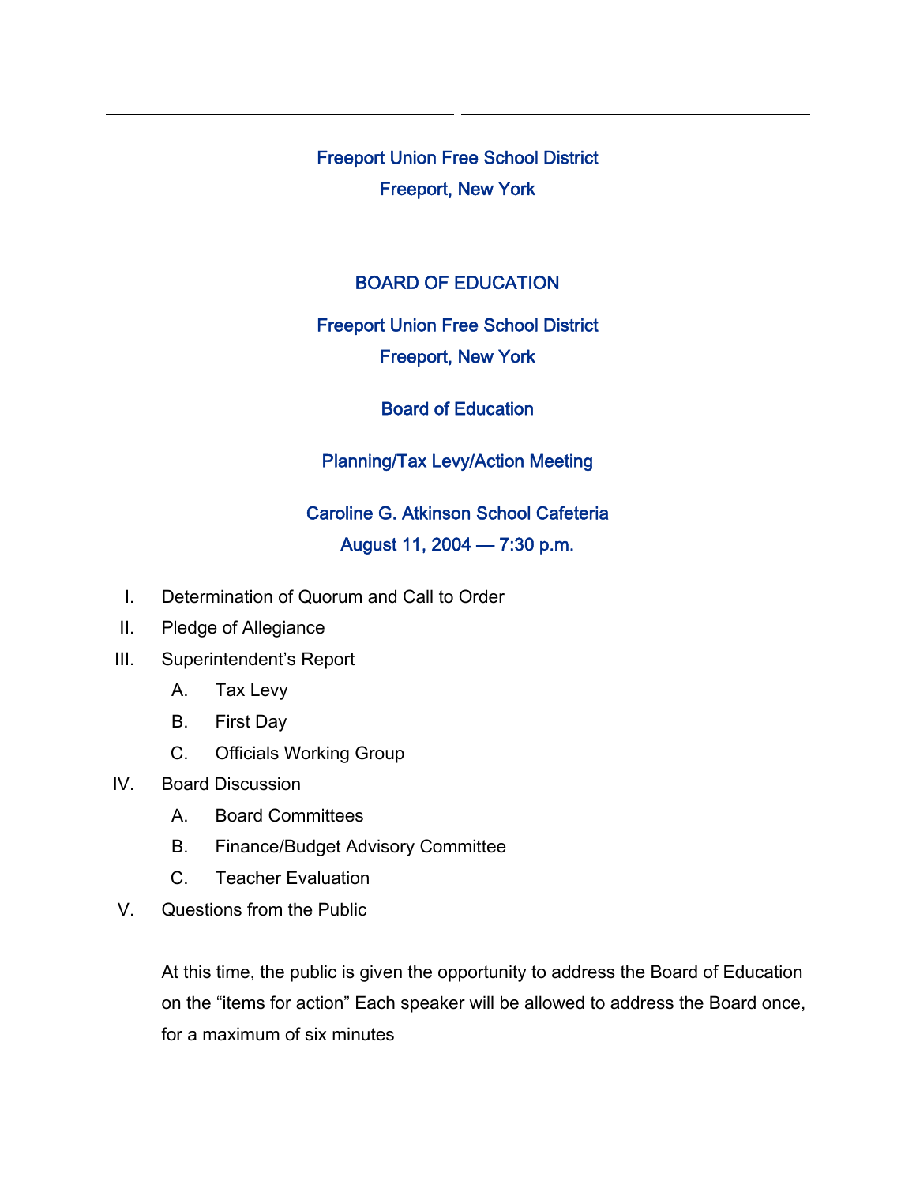# Freeport Union Free School District

Freeport, New York

## BOARD OF EDUCATION

Freeport Union Free School District

Freeport, New York

Board of Education

Planning/Tax Levy/Action Meeting

Caroline G. Atkinson School Cafeteria

August 11, 2004 — 7:30 p.m.

I. Determination of Quorum and Call to Order

II. Pledge of Allegiance

III. Superintendent's Report

- A. Tax Levy
- B. First Day
- C. Officials Working Group

IV. Board Discussion

- A. Board Committees
- B. Finance/Budget Advisory Committee
- C. Teacher Evaluation

V. Questions from the Public

At this time, the public is given the opportunity to address the Board of Education on the "items for action" Each speaker will be allowed to address the Board once, for a maximum of six minutes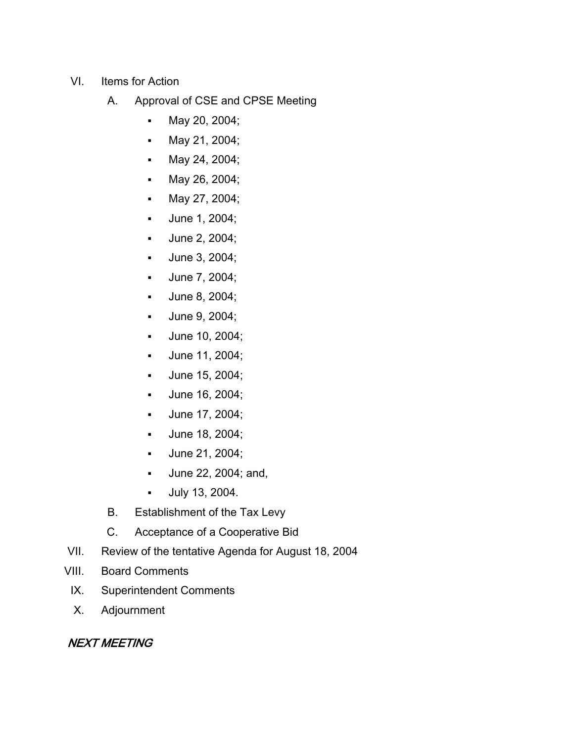VI. Items for Action

   A. Approval of CSE and CPSE Meeting

      - May 20, 2004;
      - May 21, 2004;
      - May 24, 2004;
      - May 26, 2004;
      - May 27, 2004;
      - June 1, 2004;
      - June 2, 2004;
      - June 3, 2004;
      - June 7, 2004;
      - June 8, 2004;
      - June 9, 2004;
      - June 10, 2004;
      - June 11, 2004;
      - June 15, 2004;
      - June 16, 2004;
      - June 17, 2004;
      - June 18, 2004;
      - June 21, 2004;
      - June 22, 2004; and,
      - July 13, 2004.

   B. Establishment of the Tax Levy

   C. Acceptance of a Cooperative Bid

VII. Review of the tentative Agenda for August 18, 2004

VIII. Board Comments

IX. Superintendent Comments

X. Adjournment

***NEXT MEETING***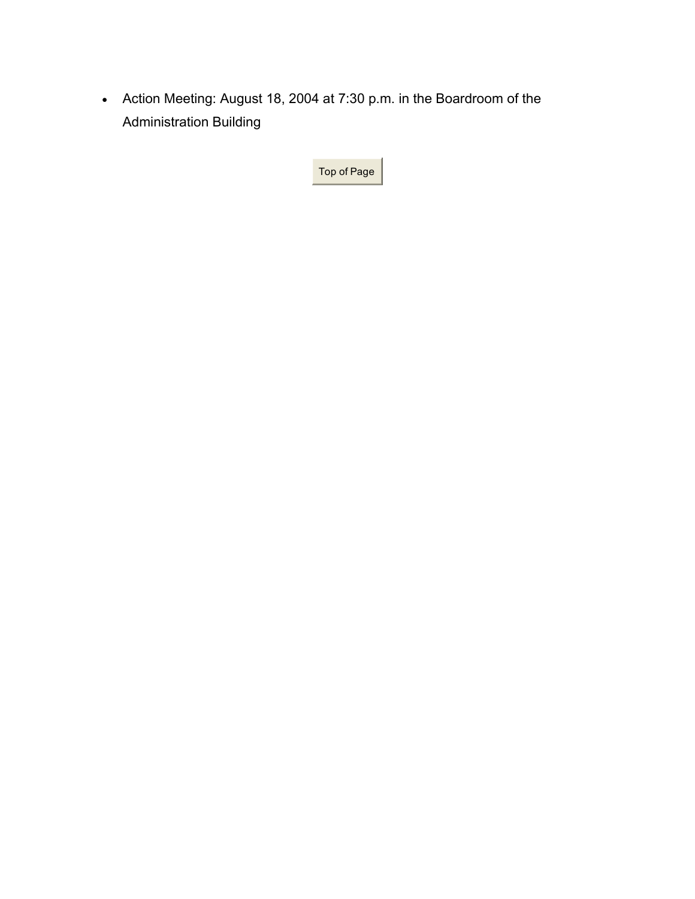- Action Meeting: August 18, 2004 at 7:30 p.m. in the Boardroom of the Administration Building

Top of Page